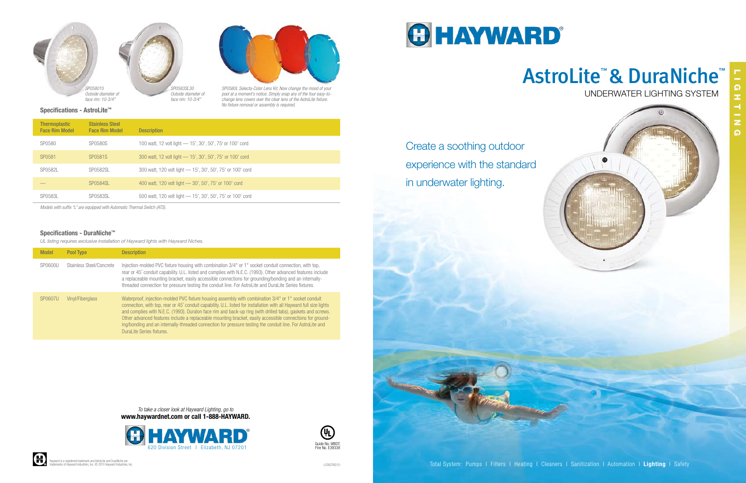# AstroLite™ & DuraNiche™

UNDERWATER LIGHTING SYSTEM

Create a soothing outdoor experience with the standard in underwater lighting.

*SP058015*
*Outside diameter of face rim: 10-3/4"*

*SP0583SL30*
*Outside diameter of face rim: 10-3/4"*

*SP0580L Selecta-Color Lens Kit. Now change the mood of your pool at a moment's notice. Simply snap any of the four easy-to-change lens covers over the clear lens of the AstroLite fixture. No fixture removal or assembly is required.*

## Specifications - AstroLite™

| Thermoplastic Face Rim Model | Stainless Steel Face Rim Model | Description |
|---|---|---|
| SP0580 | SP0580S | 100 watt, 12 volt light — 15', 30', 50', 75' or 100' cord |
| SP0581 | SP0581S | 300 watt, 12 volt light — 15', 30', 50', 75' or 100' cord |
| SP0582L | SP0582SL | 300 watt, 120 volt light — 15', 30', 50', 75' or 100' cord |
| — | SP0584SL | 400 watt, 120 volt light — 30', 50', 75' or 100' cord |
| SP0583L | SP0583SL | 500 watt, 120 volt light — 15', 30', 50', 75' or 100' cord |

*Models with suffix "L" are equipped with Automatic Thermal Switch (ATS).*

## Specifications - DuraNiche™

*UL listing requires exclusive installation of Hayward lights with Hayward Niches.*

| Model | Pool Type | Description |
|---|---|---|
| SP0600U | Stainless Steel/Concrete | Injection-molded PVC fixture housing with combination 3/4" or 1" socket conduit connection, with top, rear or 45° conduit capability. U.L. listed and complies with N.E.C. (1993). Other advanced features include a replaceable mounting bracket, easily accessible connections for grounding/bonding and an internally-threaded connection for pressure testing the conduit line. For AstroLite and DuraLite Series fixtures. |
| SP0607U | Vinyl/Fiberglass | Waterproof, injection-molded PVC fixture housing assembly with combination 3/4" or 1" socket conduit connection, with top, rear or 45° conduit capability. U.L. listed for installation with all Hayward full size lights and complies with N.E.C. (1993). Duralon face rim and back-up ring (with drilled tabs), gaskets and screws. Other advanced features include a replaceable mounting bracket, easily accessible connections for grounding/bonding and an internally-threaded connection for pressure testing the conduit line. For AstroLite and DuraLite Series fixtures. |

*To take a closer look at Hayward Lighting, go to*
**www.haywardnet.com or call 1-888-HAYWARD.**

HAYWARD®
620 Division Street | Elizabeth, NJ 07201

Guide No. WBDT, Fire No. E39338

Hayward is a registered trademark and AstroLite and DuraNiche are trademarks of Hayward Industries, Inc. © 2010 Hayward Industries, Inc.

LITASTRO10

Total System: Pumps | Filters | Heating | Cleaners | Sanitization | Automation | **Lighting** | Safety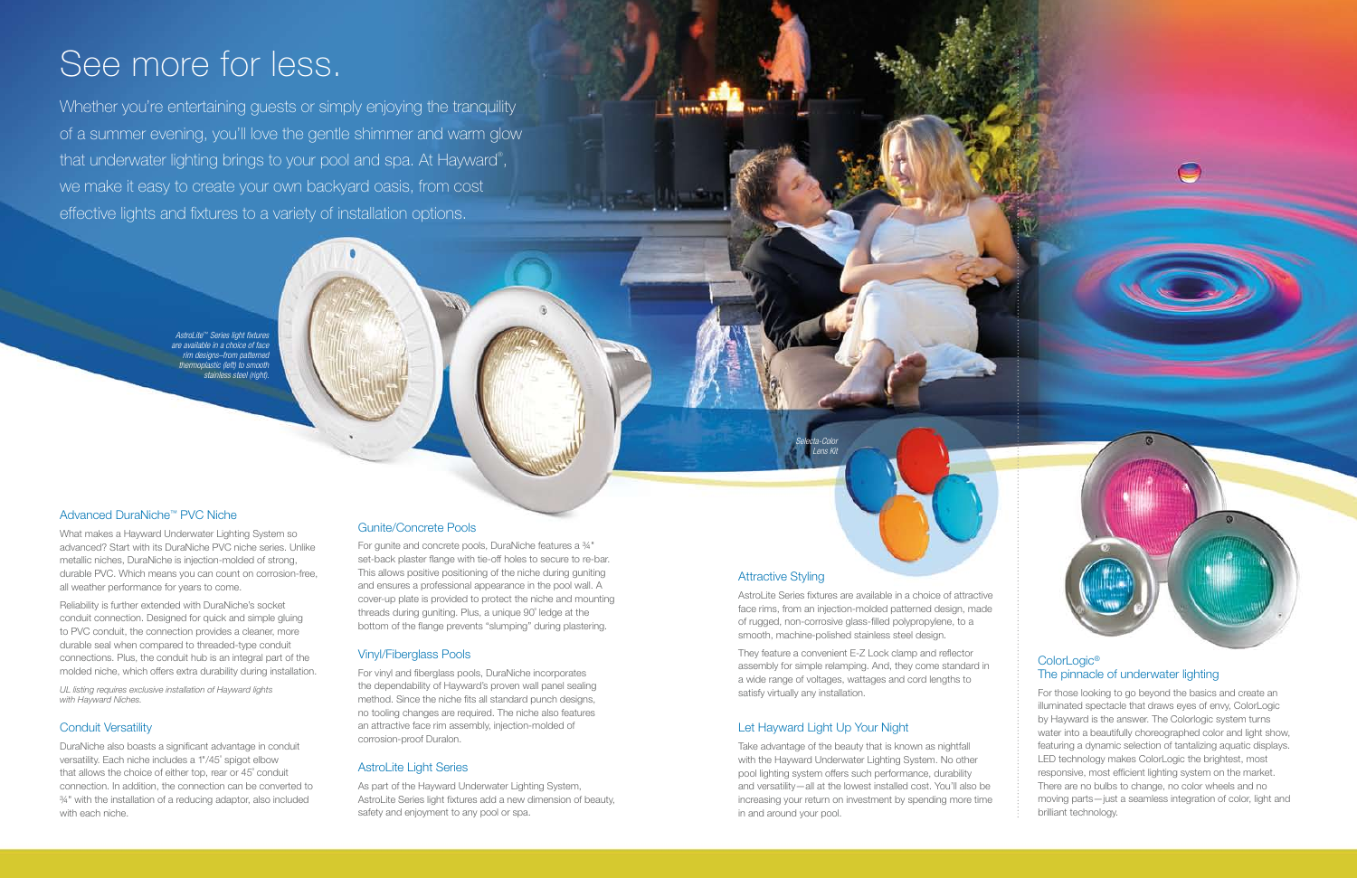# See more for less.

Whether you're entertaining guests or simply enjoying the tranquility of a summer evening, you'll love the gentle shimmer and warm glow that underwater lighting brings to your pool and spa. At Hayward®, we make it easy to create your own backyard oasis, from cost effective lights and fixtures to a variety of installation options.

*AstroLite™ Series light fixtures are available in a choice of face rim designs–from patterned thermoplastic (left) to smooth stainless steel (right).*

*Selecta-Color Lens Kit*

## Advanced DuraNiche™ PVC Niche

What makes a Hayward Underwater Lighting System so advanced? Start with its DuraNiche PVC niche series. Unlike metallic niches, DuraNiche is injection-molded of strong, durable PVC. Which means you can count on corrosion-free, all weather performance for years to come.

Reliability is further extended with DuraNiche's socket conduit connection. Designed for quick and simple gluing to PVC conduit, the connection provides a cleaner, more durable seal when compared to threaded-type conduit connections. Plus, the conduit hub is an integral part of the molded niche, which offers extra durability during installation.

*UL listing requires exclusive installation of Hayward lights with Hayward Niches.*

## Conduit Versatility

DuraNiche also boasts a significant advantage in conduit versatility. Each niche includes a 1"/45˚ spigot elbow that allows the choice of either top, rear or 45˚ conduit connection. In addition, the connection can be converted to ¾" with the installation of a reducing adaptor, also included with each niche.

## Gunite/Concrete Pools

For gunite and concrete pools, DuraNiche features a ¾" set-back plaster flange with tie-off holes to secure to re-bar. This allows positive positioning of the niche during guniting and ensures a professional appearance in the pool wall. A cover-up plate is provided to protect the niche and mounting threads during guniting. Plus, a unique 90˚ ledge at the bottom of the flange prevents "slumping" during plastering.

## Vinyl/Fiberglass Pools

For vinyl and fiberglass pools, DuraNiche incorporates the dependability of Hayward's proven wall panel sealing method. Since the niche fits all standard punch designs, no tooling changes are required. The niche also features an attractive face rim assembly, injection-molded of corrosion-proof Duralon.

## AstroLite Light Series

As part of the Hayward Underwater Lighting System, AstroLite Series light fixtures add a new dimension of beauty, safety and enjoyment to any pool or spa.

## Attractive Styling

AstroLite Series fixtures are available in a choice of attractive face rims, from an injection-molded patterned design, made of rugged, non-corrosive glass-filled polypropylene, to a smooth, machine-polished stainless steel design.

They feature a convenient E-Z Lock clamp and reflector assembly for simple relamping. And, they come standard in a wide range of voltages, wattages and cord lengths to satisfy virtually any installation.

## Let Hayward Light Up Your Night

Take advantage of the beauty that is known as nightfall with the Hayward Underwater Lighting System. No other pool lighting system offers such performance, durability and versatility—all at the lowest installed cost. You'll also be increasing your return on investment by spending more time in and around your pool.

## ColorLogic® The pinnacle of underwater lighting

For those looking to go beyond the basics and create an illuminated spectacle that draws eyes of envy, ColorLogic by Hayward is the answer. The Colorlogic system turns water into a beautifully choreographed color and light show, featuring a dynamic selection of tantalizing aquatic displays. LED technology makes ColorLogic the brightest, most responsive, most efficient lighting system on the market. There are no bulbs to change, no color wheels and no moving parts—just a seamless integration of color, light and brilliant technology.